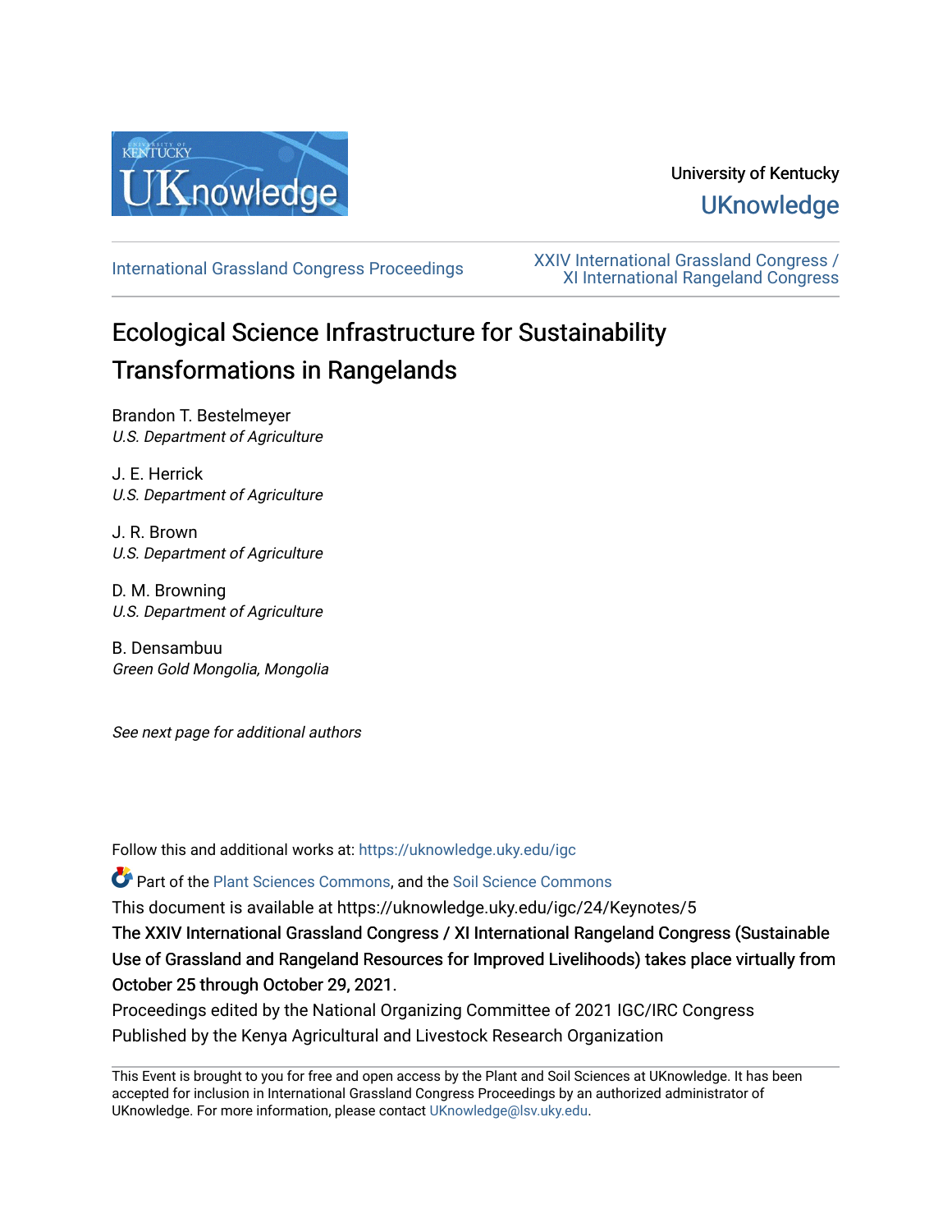University of Kentucky

UKnowledge

International Grassland Congress Proceedings

XXIV International Grassland Congress / XI International Rangeland Congress

# Ecological Science Infrastructure for Sustainability Transformations in Rangelands

Brandon T. Bestelmeyer
*U.S. Department of Agriculture*

J. E. Herrick
*U.S. Department of Agriculture*

J. R. Brown
*U.S. Department of Agriculture*

D. M. Browning
*U.S. Department of Agriculture*

B. Densambuu
*Green Gold Mongolia, Mongolia*

*See next page for additional authors*

Follow this and additional works at: https://uknowledge.uky.edu/igc

Part of the Plant Sciences Commons, and the Soil Science Commons

This document is available at https://uknowledge.uky.edu/igc/24/Keynotes/5

**The XXIV International Grassland Congress / XI International Rangeland Congress (Sustainable Use of Grassland and Rangeland Resources for Improved Livelihoods) takes place virtually from October 25 through October 29, 2021.**

Proceedings edited by the National Organizing Committee of 2021 IGC/IRC Congress

Published by the Kenya Agricultural and Livestock Research Organization

This Event is brought to you for free and open access by the Plant and Soil Sciences at UKnowledge. It has been accepted for inclusion in International Grassland Congress Proceedings by an authorized administrator of UKnowledge. For more information, please contact UKnowledge@lsv.uky.edu.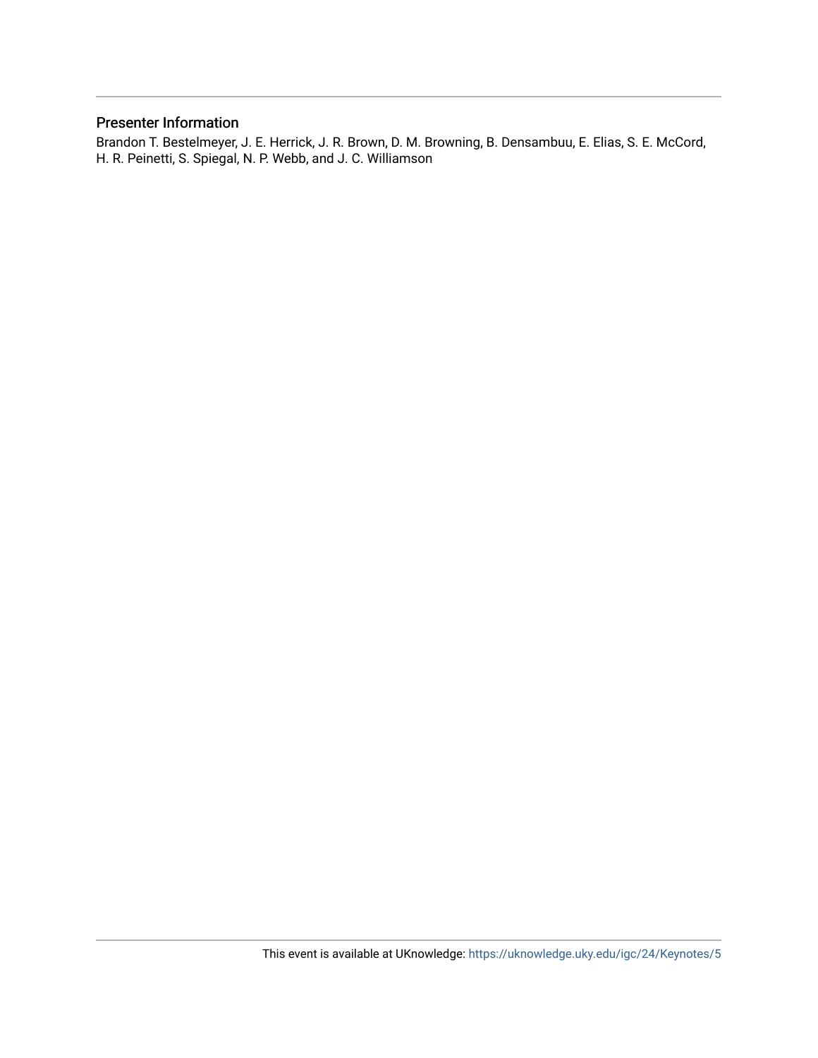## Presenter Information

Brandon T. Bestelmeyer, J. E. Herrick, J. R. Brown, D. M. Browning, B. Densambuu, E. Elias, S. E. McCord, H. R. Peinetti, S. Spiegal, N. P. Webb, and J. C. Williamson

This event is available at UKnowledge: https://uknowledge.uky.edu/igc/24/Keynotes/5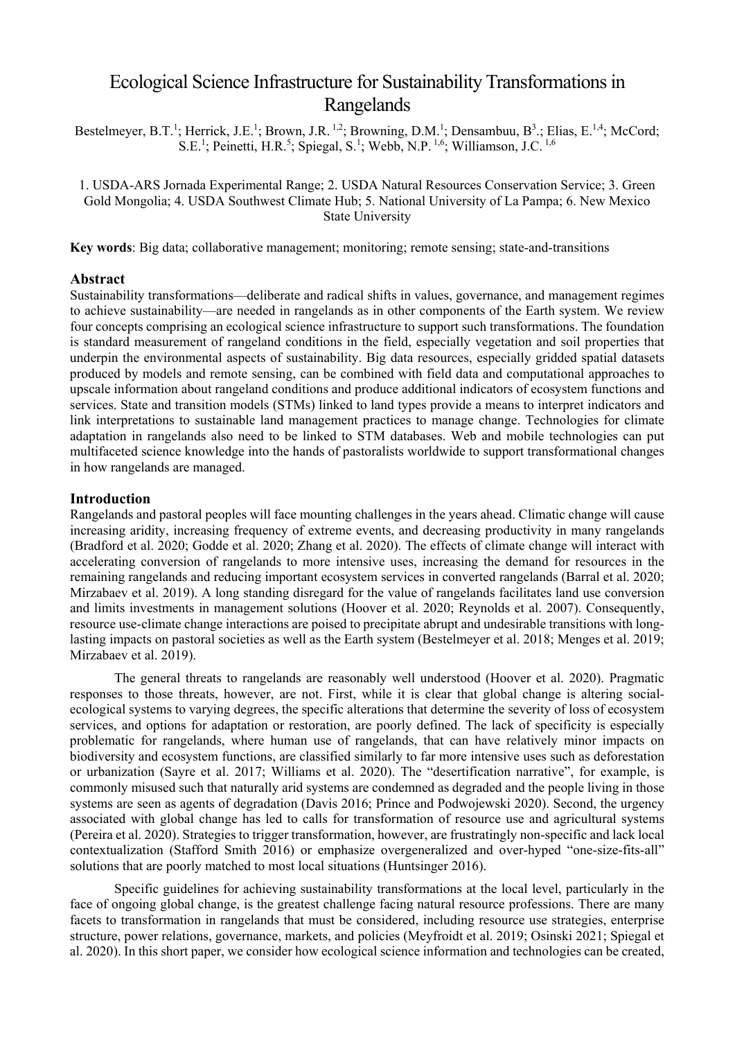# Ecological Science Infrastructure for Sustainability Transformations in Rangelands

Bestelmeyer, B.T.[1]; Herrick, J.E.[1]; Brown, J.R. [1,2]; Browning, D.M.[1]; Densambuu, B[3].; Elias, E.[1,4]; McCord; S.E.[1]; Peinetti, H.R.[5]; Spiegal, S.[1]; Webb, N.P. [1,6]; Williamson, J.C. [1,6]

1. USDA-ARS Jornada Experimental Range; 2. USDA Natural Resources Conservation Service; 3. Green Gold Mongolia; 4. USDA Southwest Climate Hub; 5. National University of La Pampa; 6. New Mexico State University

**Key words**: Big data; collaborative management; monitoring; remote sensing; state-and-transitions

## Abstract

Sustainability transformations—deliberate and radical shifts in values, governance, and management regimes to achieve sustainability—are needed in rangelands as in other components of the Earth system. We review four concepts comprising an ecological science infrastructure to support such transformations. The foundation is standard measurement of rangeland conditions in the field, especially vegetation and soil properties that underpin the environmental aspects of sustainability. Big data resources, especially gridded spatial datasets produced by models and remote sensing, can be combined with field data and computational approaches to upscale information about rangeland conditions and produce additional indicators of ecosystem functions and services. State and transition models (STMs) linked to land types provide a means to interpret indicators and link interpretations to sustainable land management practices to manage change. Technologies for climate adaptation in rangelands also need to be linked to STM databases. Web and mobile technologies can put multifaceted science knowledge into the hands of pastoralists worldwide to support transformational changes in how rangelands are managed.

## Introduction

Rangelands and pastoral peoples will face mounting challenges in the years ahead. Climatic change will cause increasing aridity, increasing frequency of extreme events, and decreasing productivity in many rangelands (Bradford et al. 2020; Godde et al. 2020; Zhang et al. 2020). The effects of climate change will interact with accelerating conversion of rangelands to more intensive uses, increasing the demand for resources in the remaining rangelands and reducing important ecosystem services in converted rangelands (Barral et al. 2020; Mirzabaev et al. 2019). A long standing disregard for the value of rangelands facilitates land use conversion and limits investments in management solutions (Hoover et al. 2020; Reynolds et al. 2007). Consequently, resource use-climate change interactions are poised to precipitate abrupt and undesirable transitions with long-lasting impacts on pastoral societies as well as the Earth system (Bestelmeyer et al. 2018; Menges et al. 2019; Mirzabaev et al. 2019).

The general threats to rangelands are reasonably well understood (Hoover et al. 2020). Pragmatic responses to those threats, however, are not. First, while it is clear that global change is altering social-ecological systems to varying degrees, the specific alterations that determine the severity of loss of ecosystem services, and options for adaptation or restoration, are poorly defined. The lack of specificity is especially problematic for rangelands, where human use of rangelands, that can have relatively minor impacts on biodiversity and ecosystem functions, are classified similarly to far more intensive uses such as deforestation or urbanization (Sayre et al. 2017; Williams et al. 2020). The "desertification narrative", for example, is commonly misused such that naturally arid systems are condemned as degraded and the people living in those systems are seen as agents of degradation (Davis 2016; Prince and Podwojewski 2020). Second, the urgency associated with global change has led to calls for transformation of resource use and agricultural systems (Pereira et al. 2020). Strategies to trigger transformation, however, are frustratingly non-specific and lack local contextualization (Stafford Smith 2016) or emphasize overgeneralized and over-hyped "one-size-fits-all" solutions that are poorly matched to most local situations (Huntsinger 2016).

Specific guidelines for achieving sustainability transformations at the local level, particularly in the face of ongoing global change, is the greatest challenge facing natural resource professions. There are many facets to transformation in rangelands that must be considered, including resource use strategies, enterprise structure, power relations, governance, markets, and policies (Meyfroidt et al. 2019; Osinski 2021; Spiegal et al. 2020). In this short paper, we consider how ecological science information and technologies can be created,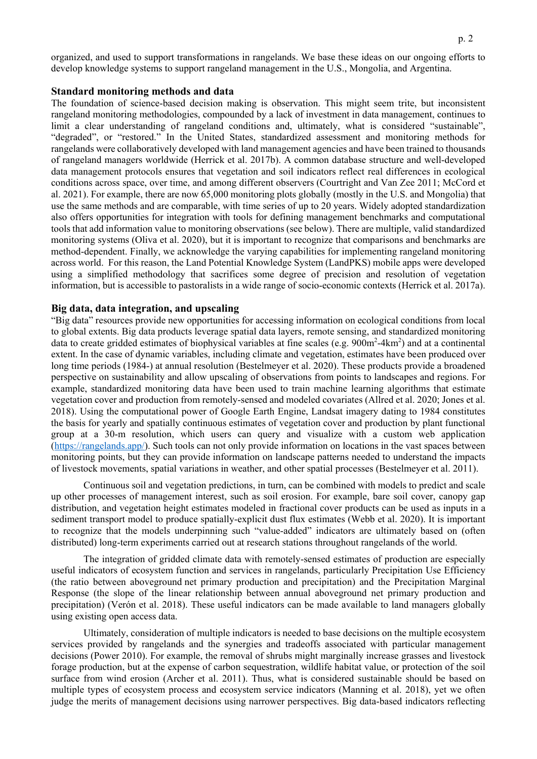organized, and used to support transformations in rangelands. We base these ideas on our ongoing efforts to develop knowledge systems to support rangeland management in the U.S., Mongolia, and Argentina.

## Standard monitoring methods and data

The foundation of science-based decision making is observation. This might seem trite, but inconsistent rangeland monitoring methodologies, compounded by a lack of investment in data management, continues to limit a clear understanding of rangeland conditions and, ultimately, what is considered "sustainable", "degraded", or "restored." In the United States, standardized assessment and monitoring methods for rangelands were collaboratively developed with land management agencies and have been trained to thousands of rangeland managers worldwide (Herrick et al. 2017b). A common database structure and well-developed data management protocols ensures that vegetation and soil indicators reflect real differences in ecological conditions across space, over time, and among different observers (Courtright and Van Zee 2011; McCord et al. 2021). For example, there are now 65,000 monitoring plots globally (mostly in the U.S. and Mongolia) that use the same methods and are comparable, with time series of up to 20 years. Widely adopted standardization also offers opportunities for integration with tools for defining management benchmarks and computational tools that add information value to monitoring observations (see below). There are multiple, valid standardized monitoring systems (Oliva et al. 2020), but it is important to recognize that comparisons and benchmarks are method-dependent. Finally, we acknowledge the varying capabilities for implementing rangeland monitoring across world. For this reason, the Land Potential Knowledge System (LandPKS) mobile apps were developed using a simplified methodology that sacrifices some degree of precision and resolution of vegetation information, but is accessible to pastoralists in a wide range of socio-economic contexts (Herrick et al. 2017a).

## Big data, data integration, and upscaling

"Big data" resources provide new opportunities for accessing information on ecological conditions from local to global extents. Big data products leverage spatial data layers, remote sensing, and standardized monitoring data to create gridded estimates of biophysical variables at fine scales (e.g. $900m^2$-$4km^2$) and at a continental extent. In the case of dynamic variables, including climate and vegetation, estimates have been produced over long time periods (1984-) at annual resolution (Bestelmeyer et al. 2020). These products provide a broadened perspective on sustainability and allow upscaling of observations from points to landscapes and regions. For example, standardized monitoring data have been used to train machine learning algorithms that estimate vegetation cover and production from remotely-sensed and modeled covariates (Allred et al. 2020; Jones et al. 2018). Using the computational power of Google Earth Engine, Landsat imagery dating to 1984 constitutes the basis for yearly and spatially continuous estimates of vegetation cover and production by plant functional group at a 30-m resolution, which users can query and visualize with a custom web application (https://rangelands.app/). Such tools can not only provide information on locations in the vast spaces between monitoring points, but they can provide information on landscape patterns needed to understand the impacts of livestock movements, spatial variations in weather, and other spatial processes (Bestelmeyer et al. 2011).

Continuous soil and vegetation predictions, in turn, can be combined with models to predict and scale up other processes of management interest, such as soil erosion. For example, bare soil cover, canopy gap distribution, and vegetation height estimates modeled in fractional cover products can be used as inputs in a sediment transport model to produce spatially-explicit dust flux estimates (Webb et al. 2020). It is important to recognize that the models underpinning such "value-added" indicators are ultimately based on (often distributed) long-term experiments carried out at research stations throughout rangelands of the world.

The integration of gridded climate data with remotely-sensed estimates of production are especially useful indicators of ecosystem function and services in rangelands, particularly Precipitation Use Efficiency (the ratio between aboveground net primary production and precipitation) and the Precipitation Marginal Response (the slope of the linear relationship between annual aboveground net primary production and precipitation) (Verón et al. 2018). These useful indicators can be made available to land managers globally using existing open access data.

Ultimately, consideration of multiple indicators is needed to base decisions on the multiple ecosystem services provided by rangelands and the synergies and tradeoffs associated with particular management decisions (Power 2010). For example, the removal of shrubs might marginally increase grasses and livestock forage production, but at the expense of carbon sequestration, wildlife habitat value, or protection of the soil surface from wind erosion (Archer et al. 2011). Thus, what is considered sustainable should be based on multiple types of ecosystem process and ecosystem service indicators (Manning et al. 2018), yet we often judge the merits of management decisions using narrower perspectives. Big data-based indicators reflecting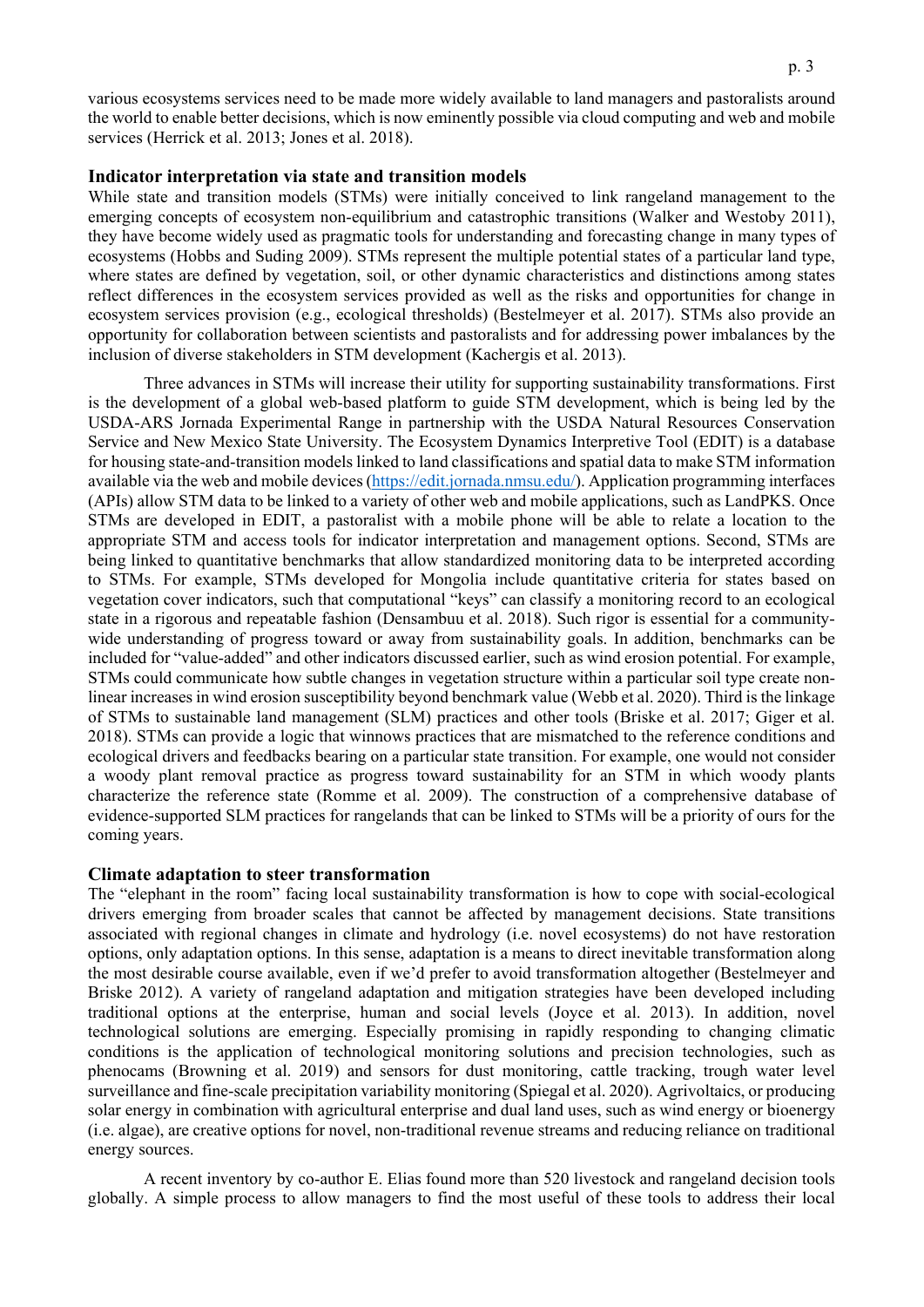various ecosystems services need to be made more widely available to land managers and pastoralists around the world to enable better decisions, which is now eminently possible via cloud computing and web and mobile services (Herrick et al. 2013; Jones et al. 2018).

## Indicator interpretation via state and transition models

While state and transition models (STMs) were initially conceived to link rangeland management to the emerging concepts of ecosystem non-equilibrium and catastrophic transitions (Walker and Westoby 2011), they have become widely used as pragmatic tools for understanding and forecasting change in many types of ecosystems (Hobbs and Suding 2009). STMs represent the multiple potential states of a particular land type, where states are defined by vegetation, soil, or other dynamic characteristics and distinctions among states reflect differences in the ecosystem services provided as well as the risks and opportunities for change in ecosystem services provision (e.g., ecological thresholds) (Bestelmeyer et al. 2017). STMs also provide an opportunity for collaboration between scientists and pastoralists and for addressing power imbalances by the inclusion of diverse stakeholders in STM development (Kachergis et al. 2013).

Three advances in STMs will increase their utility for supporting sustainability transformations. First is the development of a global web-based platform to guide STM development, which is being led by the USDA-ARS Jornada Experimental Range in partnership with the USDA Natural Resources Conservation Service and New Mexico State University. The Ecosystem Dynamics Interpretive Tool (EDIT) is a database for housing state-and-transition models linked to land classifications and spatial data to make STM information available via the web and mobile devices (https://edit.jornada.nmsu.edu/). Application programming interfaces (APIs) allow STM data to be linked to a variety of other web and mobile applications, such as LandPKS. Once STMs are developed in EDIT, a pastoralist with a mobile phone will be able to relate a location to the appropriate STM and access tools for indicator interpretation and management options. Second, STMs are being linked to quantitative benchmarks that allow standardized monitoring data to be interpreted according to STMs. For example, STMs developed for Mongolia include quantitative criteria for states based on vegetation cover indicators, such that computational "keys" can classify a monitoring record to an ecological state in a rigorous and repeatable fashion (Densambuu et al. 2018). Such rigor is essential for a community-wide understanding of progress toward or away from sustainability goals. In addition, benchmarks can be included for "value-added" and other indicators discussed earlier, such as wind erosion potential. For example, STMs could communicate how subtle changes in vegetation structure within a particular soil type create non-linear increases in wind erosion susceptibility beyond benchmark value (Webb et al. 2020). Third is the linkage of STMs to sustainable land management (SLM) practices and other tools (Briske et al. 2017; Giger et al. 2018). STMs can provide a logic that winnows practices that are mismatched to the reference conditions and ecological drivers and feedbacks bearing on a particular state transition. For example, one would not consider a woody plant removal practice as progress toward sustainability for an STM in which woody plants characterize the reference state (Romme et al. 2009). The construction of a comprehensive database of evidence-supported SLM practices for rangelands that can be linked to STMs will be a priority of ours for the coming years.

## Climate adaptation to steer transformation

The "elephant in the room" facing local sustainability transformation is how to cope with social-ecological drivers emerging from broader scales that cannot be affected by management decisions. State transitions associated with regional changes in climate and hydrology (i.e. novel ecosystems) do not have restoration options, only adaptation options. In this sense, adaptation is a means to direct inevitable transformation along the most desirable course available, even if we'd prefer to avoid transformation altogether (Bestelmeyer and Briske 2012). A variety of rangeland adaptation and mitigation strategies have been developed including traditional options at the enterprise, human and social levels (Joyce et al. 2013). In addition, novel technological solutions are emerging. Especially promising in rapidly responding to changing climatic conditions is the application of technological monitoring solutions and precision technologies, such as phenocams (Browning et al. 2019) and sensors for dust monitoring, cattle tracking, trough water level surveillance and fine-scale precipitation variability monitoring (Spiegal et al. 2020). Agrivoltaics, or producing solar energy in combination with agricultural enterprise and dual land uses, such as wind energy or bioenergy (i.e. algae), are creative options for novel, non-traditional revenue streams and reducing reliance on traditional energy sources.

A recent inventory by co-author E. Elias found more than 520 livestock and rangeland decision tools globally. A simple process to allow managers to find the most useful of these tools to address their local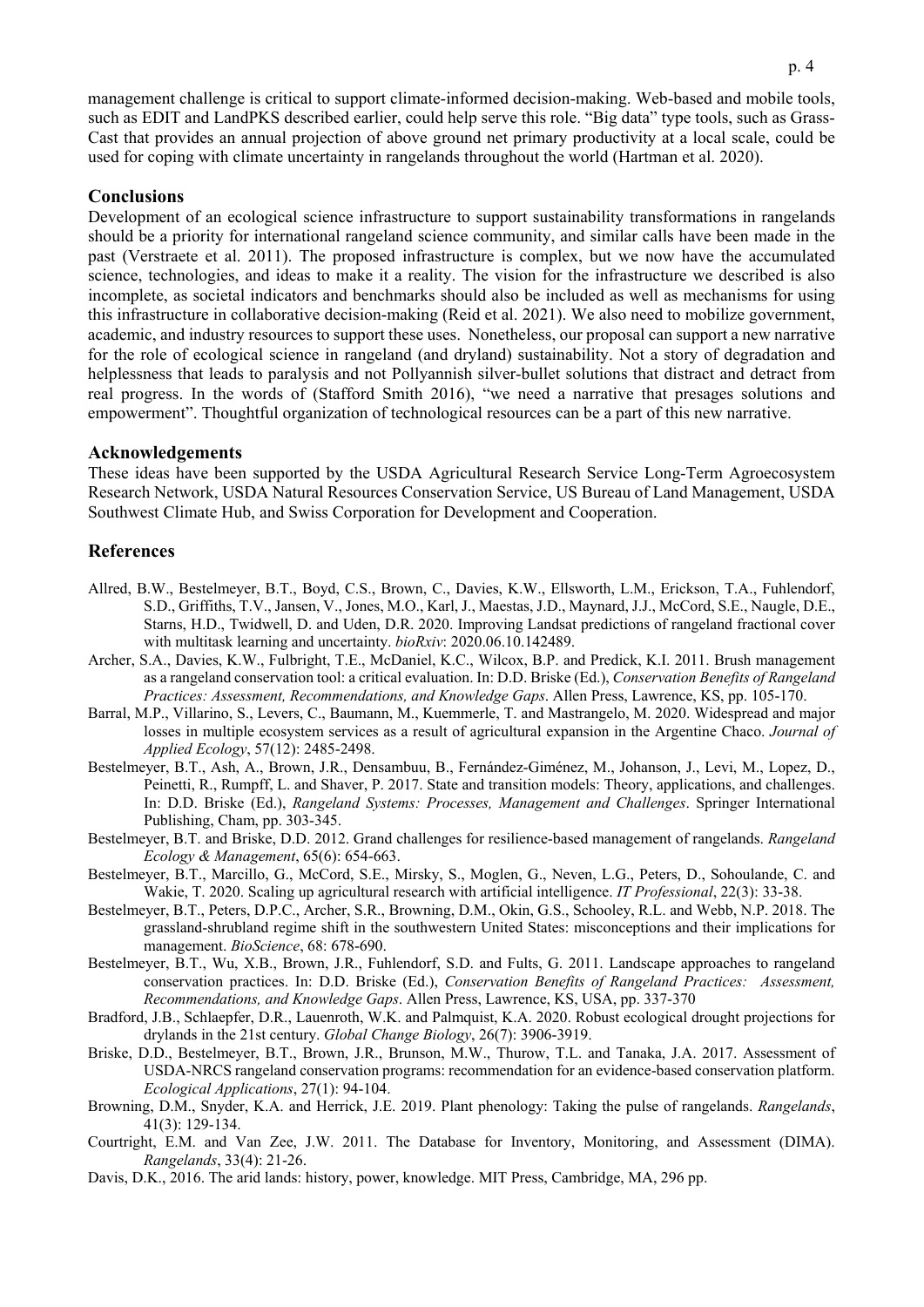management challenge is critical to support climate-informed decision-making. Web-based and mobile tools, such as EDIT and LandPKS described earlier, could help serve this role. "Big data" type tools, such as Grass-Cast that provides an annual projection of above ground net primary productivity at a local scale, could be used for coping with climate uncertainty in rangelands throughout the world (Hartman et al. 2020).

## Conclusions

Development of an ecological science infrastructure to support sustainability transformations in rangelands should be a priority for international rangeland science community, and similar calls have been made in the past (Verstraete et al. 2011). The proposed infrastructure is complex, but we now have the accumulated science, technologies, and ideas to make it a reality. The vision for the infrastructure we described is also incomplete, as societal indicators and benchmarks should also be included as well as mechanisms for using this infrastructure in collaborative decision-making (Reid et al. 2021). We also need to mobilize government, academic, and industry resources to support these uses. Nonetheless, our proposal can support a new narrative for the role of ecological science in rangeland (and dryland) sustainability. Not a story of degradation and helplessness that leads to paralysis and not Pollyannish silver-bullet solutions that distract and detract from real progress. In the words of (Stafford Smith 2016), "we need a narrative that presages solutions and empowerment". Thoughtful organization of technological resources can be a part of this new narrative.

## Acknowledgements

These ideas have been supported by the USDA Agricultural Research Service Long-Term Agroecosystem Research Network, USDA Natural Resources Conservation Service, US Bureau of Land Management, USDA Southwest Climate Hub, and Swiss Corporation for Development and Cooperation.

## References

Allred, B.W., Bestelmeyer, B.T., Boyd, C.S., Brown, C., Davies, K.W., Ellsworth, L.M., Erickson, T.A., Fuhlendorf, S.D., Griffiths, T.V., Jansen, V., Jones, M.O., Karl, J., Maestas, J.D., Maynard, J.J., McCord, S.E., Naugle, D.E., Starns, H.D., Twidwell, D. and Uden, D.R. 2020. Improving Landsat predictions of rangeland fractional cover with multitask learning and uncertainty. *bioRxiv*: 2020.06.10.142489.

Archer, S.A., Davies, K.W., Fulbright, T.E., McDaniel, K.C., Wilcox, B.P. and Predick, K.I. 2011. Brush management as a rangeland conservation tool: a critical evaluation. In: D.D. Briske (Ed.), *Conservation Benefits of Rangeland Practices: Assessment, Recommendations, and Knowledge Gaps*. Allen Press, Lawrence, KS, pp. 105-170.

Barral, M.P., Villarino, S., Levers, C., Baumann, M., Kuemmerle, T. and Mastrangelo, M. 2020. Widespread and major losses in multiple ecosystem services as a result of agricultural expansion in the Argentine Chaco. *Journal of Applied Ecology*, 57(12): 2485-2498.

Bestelmeyer, B.T., Ash, A., Brown, J.R., Densambuu, B., Fernández-Giménez, M., Johanson, J., Levi, M., Lopez, D., Peinetti, R., Rumpff, L. and Shaver, P. 2017. State and transition models: Theory, applications, and challenges. In: D.D. Briske (Ed.), *Rangeland Systems: Processes, Management and Challenges*. Springer International Publishing, Cham, pp. 303-345.

Bestelmeyer, B.T. and Briske, D.D. 2012. Grand challenges for resilience-based management of rangelands. *Rangeland Ecology & Management*, 65(6): 654-663.

Bestelmeyer, B.T., Marcillo, G., McCord, S.E., Mirsky, S., Moglen, G., Neven, L.G., Peters, D., Sohoulande, C. and Wakie, T. 2020. Scaling up agricultural research with artificial intelligence. *IT Professional*, 22(3): 33-38.

Bestelmeyer, B.T., Peters, D.P.C., Archer, S.R., Browning, D.M., Okin, G.S., Schooley, R.L. and Webb, N.P. 2018. The grassland-shrubland regime shift in the southwestern United States: misconceptions and their implications for management. *BioScience*, 68: 678-690.

Bestelmeyer, B.T., Wu, X.B., Brown, J.R., Fuhlendorf, S.D. and Fults, G. 2011. Landscape approaches to rangeland conservation practices. In: D.D. Briske (Ed.), *Conservation Benefits of Rangeland Practices: Assessment, Recommendations, and Knowledge Gaps*. Allen Press, Lawrence, KS, USA, pp. 337-370

Bradford, J.B., Schlaepfer, D.R., Lauenroth, W.K. and Palmquist, K.A. 2020. Robust ecological drought projections for drylands in the 21st century. *Global Change Biology*, 26(7): 3906-3919.

Briske, D.D., Bestelmeyer, B.T., Brown, J.R., Brunson, M.W., Thurow, T.L. and Tanaka, J.A. 2017. Assessment of USDA-NRCS rangeland conservation programs: recommendation for an evidence-based conservation platform. *Ecological Applications*, 27(1): 94-104.

Browning, D.M., Snyder, K.A. and Herrick, J.E. 2019. Plant phenology: Taking the pulse of rangelands. *Rangelands*, 41(3): 129-134.

Courtright, E.M. and Van Zee, J.W. 2011. The Database for Inventory, Monitoring, and Assessment (DIMA). *Rangelands*, 33(4): 21-26.

Davis, D.K., 2016. The arid lands: history, power, knowledge. MIT Press, Cambridge, MA, 296 pp.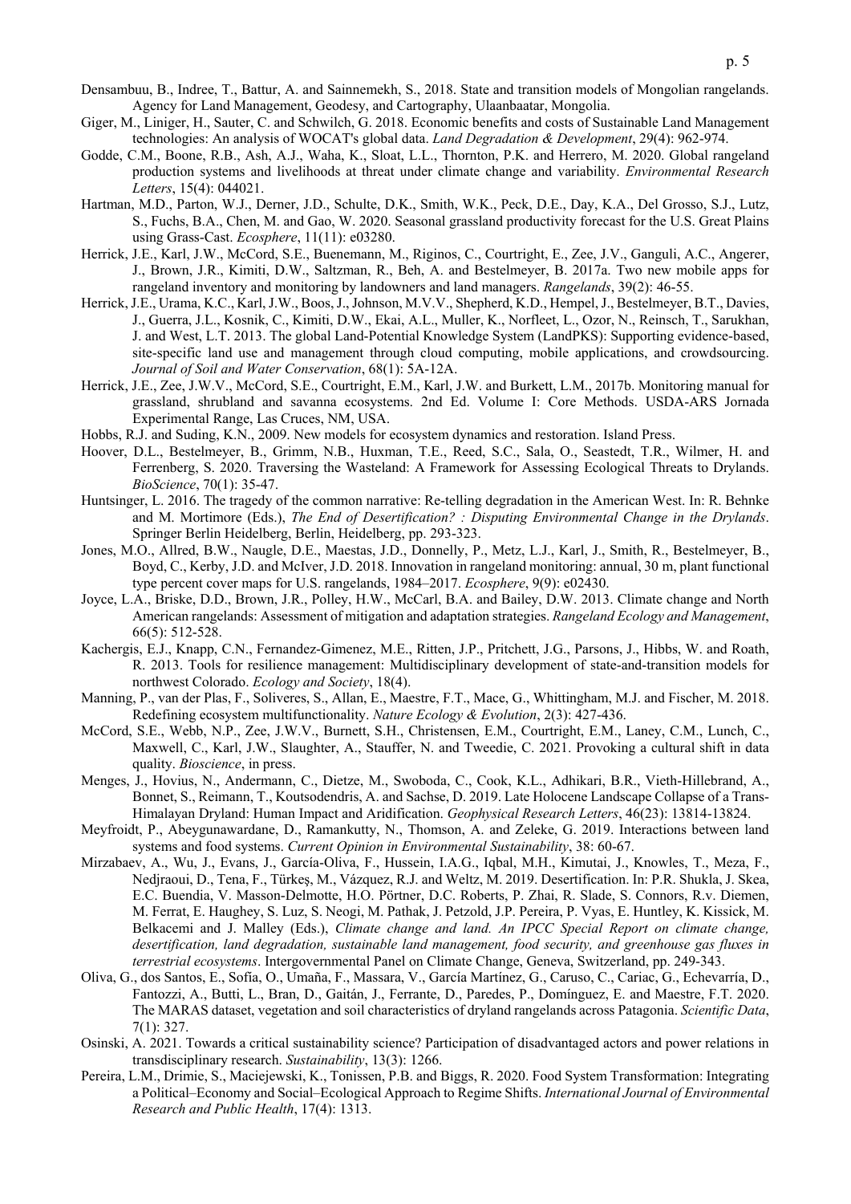Densambuu, B., Indree, T., Battur, A. and Sainnemekh, S., 2018. State and transition models of Mongolian rangelands. Agency for Land Management, Geodesy, and Cartography, Ulaanbaatar, Mongolia.

Giger, M., Liniger, H., Sauter, C. and Schwilch, G. 2018. Economic benefits and costs of Sustainable Land Management technologies: An analysis of WOCAT's global data. *Land Degradation & Development*, 29(4): 962-974.

Godde, C.M., Boone, R.B., Ash, A.J., Waha, K., Sloat, L.L., Thornton, P.K. and Herrero, M. 2020. Global rangeland production systems and livelihoods at threat under climate change and variability. *Environmental Research Letters*, 15(4): 044021.

Hartman, M.D., Parton, W.J., Derner, J.D., Schulte, D.K., Smith, W.K., Peck, D.E., Day, K.A., Del Grosso, S.J., Lutz, S., Fuchs, B.A., Chen, M. and Gao, W. 2020. Seasonal grassland productivity forecast for the U.S. Great Plains using Grass-Cast. *Ecosphere*, 11(11): e03280.

Herrick, J.E., Karl, J.W., McCord, S.E., Buenemann, M., Riginos, C., Courtright, E., Zee, J.V., Ganguli, A.C., Angerer, J., Brown, J.R., Kimiti, D.W., Saltzman, R., Beh, A. and Bestelmeyer, B. 2017a. Two new mobile apps for rangeland inventory and monitoring by landowners and land managers. *Rangelands*, 39(2): 46-55.

Herrick, J.E., Urama, K.C., Karl, J.W., Boos, J., Johnson, M.V.V., Shepherd, K.D., Hempel, J., Bestelmeyer, B.T., Davies, J., Guerra, J.L., Kosnik, C., Kimiti, D.W., Ekai, A.L., Muller, K., Norfleet, L., Ozor, N., Reinsch, T., Sarukhan, J. and West, L.T. 2013. The global Land-Potential Knowledge System (LandPKS): Supporting evidence-based, site-specific land use and management through cloud computing, mobile applications, and crowdsourcing. *Journal of Soil and Water Conservation*, 68(1): 5A-12A.

Herrick, J.E., Zee, J.W.V., McCord, S.E., Courtright, E.M., Karl, J.W. and Burkett, L.M., 2017b. Monitoring manual for grassland, shrubland and savanna ecosystems. 2nd Ed. Volume I: Core Methods. USDA-ARS Jornada Experimental Range, Las Cruces, NM, USA.

Hobbs, R.J. and Suding, K.N., 2009. New models for ecosystem dynamics and restoration. Island Press.

Hoover, D.L., Bestelmeyer, B., Grimm, N.B., Huxman, T.E., Reed, S.C., Sala, O., Seastedt, T.R., Wilmer, H. and Ferrenberg, S. 2020. Traversing the Wasteland: A Framework for Assessing Ecological Threats to Drylands. *BioScience*, 70(1): 35-47.

Huntsinger, L. 2016. The tragedy of the common narrative: Re-telling degradation in the American West. In: R. Behnke and M. Mortimore (Eds.), *The End of Desertification? : Disputing Environmental Change in the Drylands*. Springer Berlin Heidelberg, Berlin, Heidelberg, pp. 293-323.

Jones, M.O., Allred, B.W., Naugle, D.E., Maestas, J.D., Donnelly, P., Metz, L.J., Karl, J., Smith, R., Bestelmeyer, B., Boyd, C., Kerby, J.D. and McIver, J.D. 2018. Innovation in rangeland monitoring: annual, 30 m, plant functional type percent cover maps for U.S. rangelands, 1984–2017. *Ecosphere*, 9(9): e02430.

Joyce, L.A., Briske, D.D., Brown, J.R., Polley, H.W., McCarl, B.A. and Bailey, D.W. 2013. Climate change and North American rangelands: Assessment of mitigation and adaptation strategies. *Rangeland Ecology and Management*, 66(5): 512-528.

Kachergis, E.J., Knapp, C.N., Fernandez-Gimenez, M.E., Ritten, J.P., Pritchett, J.G., Parsons, J., Hibbs, W. and Roath, R. 2013. Tools for resilience management: Multidisciplinary development of state-and-transition models for northwest Colorado. *Ecology and Society*, 18(4).

Manning, P., van der Plas, F., Soliveres, S., Allan, E., Maestre, F.T., Mace, G., Whittingham, M.J. and Fischer, M. 2018. Redefining ecosystem multifunctionality. *Nature Ecology & Evolution*, 2(3): 427-436.

McCord, S.E., Webb, N.P., Zee, J.W.V., Burnett, S.H., Christensen, E.M., Courtright, E.M., Laney, C.M., Lunch, C., Maxwell, C., Karl, J.W., Slaughter, A., Stauffer, N. and Tweedie, C. 2021. Provoking a cultural shift in data quality. *Bioscience*, in press.

Menges, J., Hovius, N., Andermann, C., Dietze, M., Swoboda, C., Cook, K.L., Adhikari, B.R., Vieth-Hillebrand, A., Bonnet, S., Reimann, T., Koutsodendris, A. and Sachse, D. 2019. Late Holocene Landscape Collapse of a Trans-Himalayan Dryland: Human Impact and Aridification. *Geophysical Research Letters*, 46(23): 13814-13824.

Meyfroidt, P., Abeygunawardane, D., Ramankutty, N., Thomson, A. and Zeleke, G. 2019. Interactions between land systems and food systems. *Current Opinion in Environmental Sustainability*, 38: 60-67.

Mirzabaev, A., Wu, J., Evans, J., García-Oliva, F., Hussein, I.A.G., Iqbal, M.H., Kimutai, J., Knowles, T., Meza, F., Nedjraoui, D., Tena, F., Türkeş, M., Vázquez, R.J. and Weltz, M. 2019. Desertification. In: P.R. Shukla, J. Skea, E.C. Buendia, V. Masson-Delmotte, H.O. Pörtner, D.C. Roberts, P. Zhai, R. Slade, S. Connors, R.v. Diemen, M. Ferrat, E. Haughey, S. Luz, S. Neogi, M. Pathak, J. Petzold, J.P. Pereira, P. Vyas, E. Huntley, K. Kissick, M. Belkacemi and J. Malley (Eds.), *Climate change and land. An IPCC Special Report on climate change, desertification, land degradation, sustainable land management, food security, and greenhouse gas fluxes in terrestrial ecosystems*. Intergovernmental Panel on Climate Change, Geneva, Switzerland, pp. 249-343.

Oliva, G., dos Santos, E., Sofía, O., Umaña, F., Massara, V., García Martínez, G., Caruso, C., Cariac, G., Echevarría, D., Fantozzi, A., Butti, L., Bran, D., Gaitán, J., Ferrante, D., Paredes, P., Domínguez, E. and Maestre, F.T. 2020. The MARAS dataset, vegetation and soil characteristics of dryland rangelands across Patagonia. *Scientific Data*, 7(1): 327.

Osinski, A. 2021. Towards a critical sustainability science? Participation of disadvantaged actors and power relations in transdisciplinary research. *Sustainability*, 13(3): 1266.

Pereira, L.M., Drimie, S., Maciejewski, K., Tonissen, P.B. and Biggs, R. 2020. Food System Transformation: Integrating a Political–Economy and Social–Ecological Approach to Regime Shifts. *International Journal of Environmental Research and Public Health*, 17(4): 1313.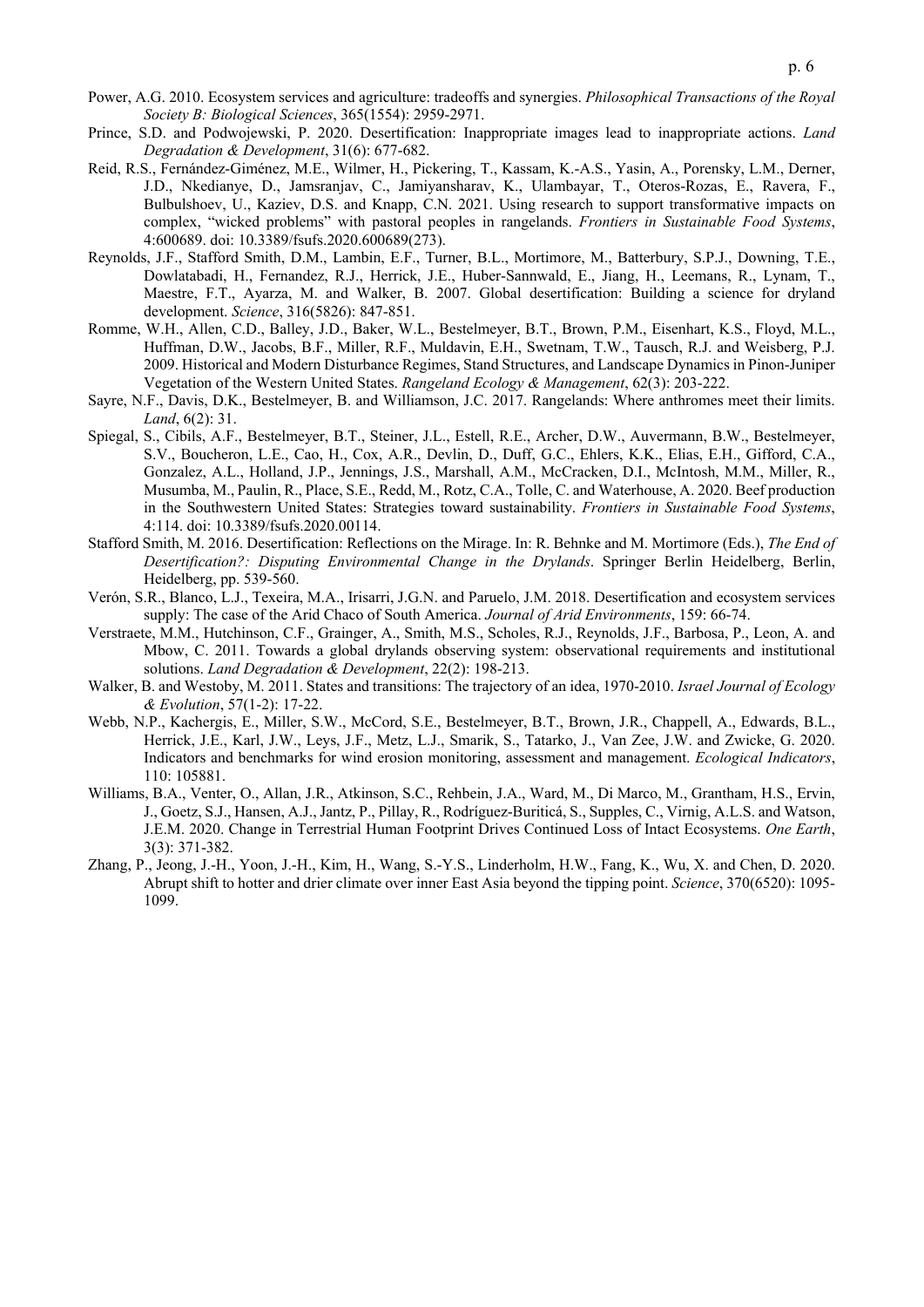Power, A.G. 2010. Ecosystem services and agriculture: tradeoffs and synergies. *Philosophical Transactions of the Royal Society B: Biological Sciences*, 365(1554): 2959-2971.

Prince, S.D. and Podwojewski, P. 2020. Desertification: Inappropriate images lead to inappropriate actions. *Land Degradation & Development*, 31(6): 677-682.

Reid, R.S., Fernández-Giménez, M.E., Wilmer, H., Pickering, T., Kassam, K.-A.S., Yasin, A., Porensky, L.M., Derner, J.D., Nkedianye, D., Jamsranjav, C., Jamiyansharav, K., Ulambayar, T., Oteros-Rozas, E., Ravera, F., Bulbulshoev, U., Kaziev, D.S. and Knapp, C.N. 2021. Using research to support transformative impacts on complex, "wicked problems" with pastoral peoples in rangelands. *Frontiers in Sustainable Food Systems*, 4:600689. doi: 10.3389/fsufs.2020.600689(273).

Reynolds, J.F., Stafford Smith, D.M., Lambin, E.F., Turner, B.L., Mortimore, M., Batterbury, S.P.J., Downing, T.E., Dowlatabadi, H., Fernandez, R.J., Herrick, J.E., Huber-Sannwald, E., Jiang, H., Leemans, R., Lynam, T., Maestre, F.T., Ayarza, M. and Walker, B. 2007. Global desertification: Building a science for dryland development. *Science*, 316(5826): 847-851.

Romme, W.H., Allen, C.D., Balley, J.D., Baker, W.L., Bestelmeyer, B.T., Brown, P.M., Eisenhart, K.S., Floyd, M.L., Huffman, D.W., Jacobs, B.F., Miller, R.F., Muldavin, E.H., Swetnam, T.W., Tausch, R.J. and Weisberg, P.J. 2009. Historical and Modern Disturbance Regimes, Stand Structures, and Landscape Dynamics in Pinon-Juniper Vegetation of the Western United States. *Rangeland Ecology & Management*, 62(3): 203-222.

Sayre, N.F., Davis, D.K., Bestelmeyer, B. and Williamson, J.C. 2017. Rangelands: Where anthromes meet their limits. *Land*, 6(2): 31.

Spiegal, S., Cibils, A.F., Bestelmeyer, B.T., Steiner, J.L., Estell, R.E., Archer, D.W., Auvermann, B.W., Bestelmeyer, S.V., Boucheron, L.E., Cao, H., Cox, A.R., Devlin, D., Duff, G.C., Ehlers, K.K., Elias, E.H., Gifford, C.A., Gonzalez, A.L., Holland, J.P., Jennings, J.S., Marshall, A.M., McCracken, D.I., McIntosh, M.M., Miller, R., Musumba, M., Paulin, R., Place, S.E., Redd, M., Rotz, C.A., Tolle, C. and Waterhouse, A. 2020. Beef production in the Southwestern United States: Strategies toward sustainability. *Frontiers in Sustainable Food Systems*, 4:114. doi: 10.3389/fsufs.2020.00114.

Stafford Smith, M. 2016. Desertification: Reflections on the Mirage. In: R. Behnke and M. Mortimore (Eds.), *The End of Desertification?: Disputing Environmental Change in the Drylands*. Springer Berlin Heidelberg, Berlin, Heidelberg, pp. 539-560.

Verón, S.R., Blanco, L.J., Texeira, M.A., Irisarri, J.G.N. and Paruelo, J.M. 2018. Desertification and ecosystem services supply: The case of the Arid Chaco of South America. *Journal of Arid Environments*, 159: 66-74.

Verstraete, M.M., Hutchinson, C.F., Grainger, A., Smith, M.S., Scholes, R.J., Reynolds, J.F., Barbosa, P., Leon, A. and Mbow, C. 2011. Towards a global drylands observing system: observational requirements and institutional solutions. *Land Degradation & Development*, 22(2): 198-213.

Walker, B. and Westoby, M. 2011. States and transitions: The trajectory of an idea, 1970-2010. *Israel Journal of Ecology & Evolution*, 57(1-2): 17-22.

Webb, N.P., Kachergis, E., Miller, S.W., McCord, S.E., Bestelmeyer, B.T., Brown, J.R., Chappell, A., Edwards, B.L., Herrick, J.E., Karl, J.W., Leys, J.F., Metz, L.J., Smarik, S., Tatarko, J., Van Zee, J.W. and Zwicke, G. 2020. Indicators and benchmarks for wind erosion monitoring, assessment and management. *Ecological Indicators*, 110: 105881.

Williams, B.A., Venter, O., Allan, J.R., Atkinson, S.C., Rehbein, J.A., Ward, M., Di Marco, M., Grantham, H.S., Ervin, J., Goetz, S.J., Hansen, A.J., Jantz, P., Pillay, R., Rodríguez-Buriticá, S., Supples, C., Virnig, A.L.S. and Watson, J.E.M. 2020. Change in Terrestrial Human Footprint Drives Continued Loss of Intact Ecosystems. *One Earth*, 3(3): 371-382.

Zhang, P., Jeong, J.-H., Yoon, J.-H., Kim, H., Wang, S.-Y.S., Linderholm, H.W., Fang, K., Wu, X. and Chen, D. 2020. Abrupt shift to hotter and drier climate over inner East Asia beyond the tipping point. *Science*, 370(6520): 1095-1099.